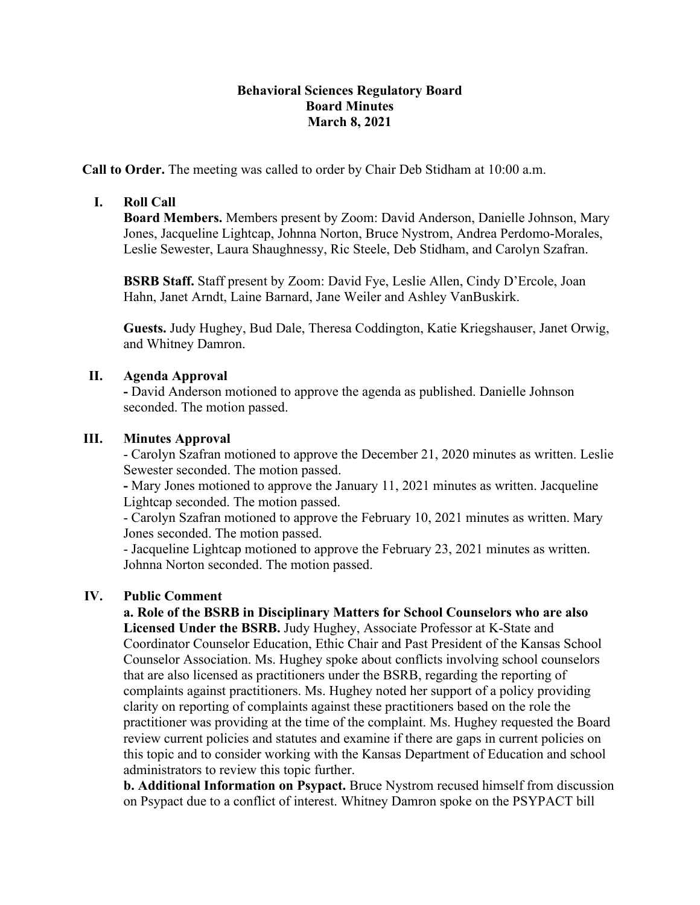**Behavioral Sciences Regulatory Board**
**Board Minutes**
**March 8, 2021**

**Call to Order.** The meeting was called to order by Chair Deb Stidham at 10:00 a.m.

## I. Roll Call

**Board Members.** Members present by Zoom: David Anderson, Danielle Johnson, Mary Jones, Jacqueline Lightcap, Johnna Norton, Bruce Nystrom, Andrea Perdomo-Morales, Leslie Sewester, Laura Shaughnessy, Ric Steele, Deb Stidham, and Carolyn Szafran.

**BSRB Staff.** Staff present by Zoom: David Fye, Leslie Allen, Cindy D'Ercole, Joan Hahn, Janet Arndt, Laine Barnard, Jane Weiler and Ashley VanBuskirk.

**Guests.** Judy Hughey, Bud Dale, Theresa Coddington, Katie Kriegshauser, Janet Orwig, and Whitney Damron.

## II. Agenda Approval

**-** David Anderson motioned to approve the agenda as published. Danielle Johnson seconded. The motion passed.

## III. Minutes Approval

- Carolyn Szafran motioned to approve the December 21, 2020 minutes as written. Leslie Sewester seconded. The motion passed.
- Mary Jones motioned to approve the January 11, 2021 minutes as written. Jacqueline Lightcap seconded. The motion passed.
- Carolyn Szafran motioned to approve the February 10, 2021 minutes as written. Mary Jones seconded. The motion passed.
- Jacqueline Lightcap motioned to approve the February 23, 2021 minutes as written. Johnna Norton seconded. The motion passed.

## IV. Public Comment

**a. Role of the BSRB in Disciplinary Matters for School Counselors who are also Licensed Under the BSRB.** Judy Hughey, Associate Professor at K-State and Coordinator Counselor Education, Ethic Chair and Past President of the Kansas School Counselor Association. Ms. Hughey spoke about conflicts involving school counselors that are also licensed as practitioners under the BSRB, regarding the reporting of complaints against practitioners. Ms. Hughey noted her support of a policy providing clarity on reporting of complaints against these practitioners based on the role the practitioner was providing at the time of the complaint. Ms. Hughey requested the Board review current policies and statutes and examine if there are gaps in current policies on this topic and to consider working with the Kansas Department of Education and school administrators to review this topic further.

**b. Additional Information on Psypact.** Bruce Nystrom recused himself from discussion on Psypact due to a conflict of interest. Whitney Damron spoke on the PSYPACT bill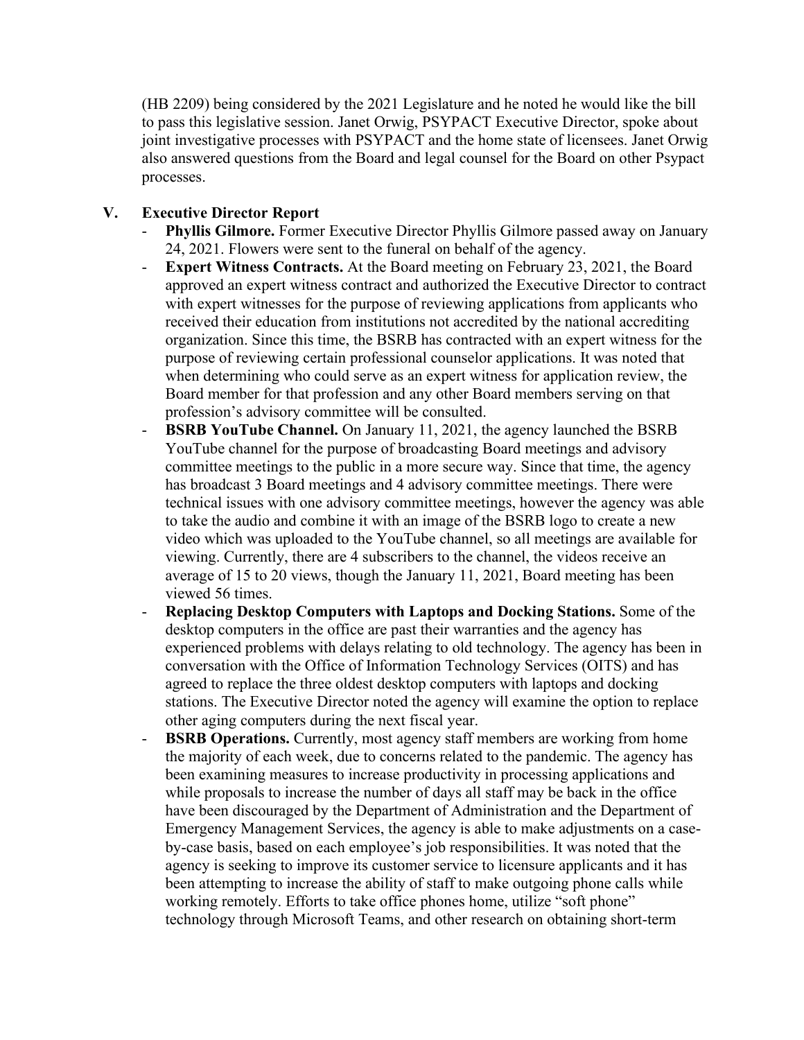(HB 2209) being considered by the 2021 Legislature and he noted he would like the bill to pass this legislative session. Janet Orwig, PSYPACT Executive Director, spoke about joint investigative processes with PSYPACT and the home state of licensees. Janet Orwig also answered questions from the Board and legal counsel for the Board on other Psypact processes.

## V. Executive Director Report

- **Phyllis Gilmore.** Former Executive Director Phyllis Gilmore passed away on January 24, 2021. Flowers were sent to the funeral on behalf of the agency.
- **Expert Witness Contracts.** At the Board meeting on February 23, 2021, the Board approved an expert witness contract and authorized the Executive Director to contract with expert witnesses for the purpose of reviewing applications from applicants who received their education from institutions not accredited by the national accrediting organization. Since this time, the BSRB has contracted with an expert witness for the purpose of reviewing certain professional counselor applications. It was noted that when determining who could serve as an expert witness for application review, the Board member for that profession and any other Board members serving on that profession's advisory committee will be consulted.
- **BSRB YouTube Channel.** On January 11, 2021, the agency launched the BSRB YouTube channel for the purpose of broadcasting Board meetings and advisory committee meetings to the public in a more secure way. Since that time, the agency has broadcast 3 Board meetings and 4 advisory committee meetings. There were technical issues with one advisory committee meetings, however the agency was able to take the audio and combine it with an image of the BSRB logo to create a new video which was uploaded to the YouTube channel, so all meetings are available for viewing. Currently, there are 4 subscribers to the channel, the videos receive an average of 15 to 20 views, though the January 11, 2021, Board meeting has been viewed 56 times.
- **Replacing Desktop Computers with Laptops and Docking Stations.** Some of the desktop computers in the office are past their warranties and the agency has experienced problems with delays relating to old technology. The agency has been in conversation with the Office of Information Technology Services (OITS) and has agreed to replace the three oldest desktop computers with laptops and docking stations. The Executive Director noted the agency will examine the option to replace other aging computers during the next fiscal year.
- **BSRB Operations.** Currently, most agency staff members are working from home the majority of each week, due to concerns related to the pandemic. The agency has been examining measures to increase productivity in processing applications and while proposals to increase the number of days all staff may be back in the office have been discouraged by the Department of Administration and the Department of Emergency Management Services, the agency is able to make adjustments on a case-by-case basis, based on each employee's job responsibilities. It was noted that the agency is seeking to improve its customer service to licensure applicants and it has been attempting to increase the ability of staff to make outgoing phone calls while working remotely. Efforts to take office phones home, utilize "soft phone" technology through Microsoft Teams, and other research on obtaining short-term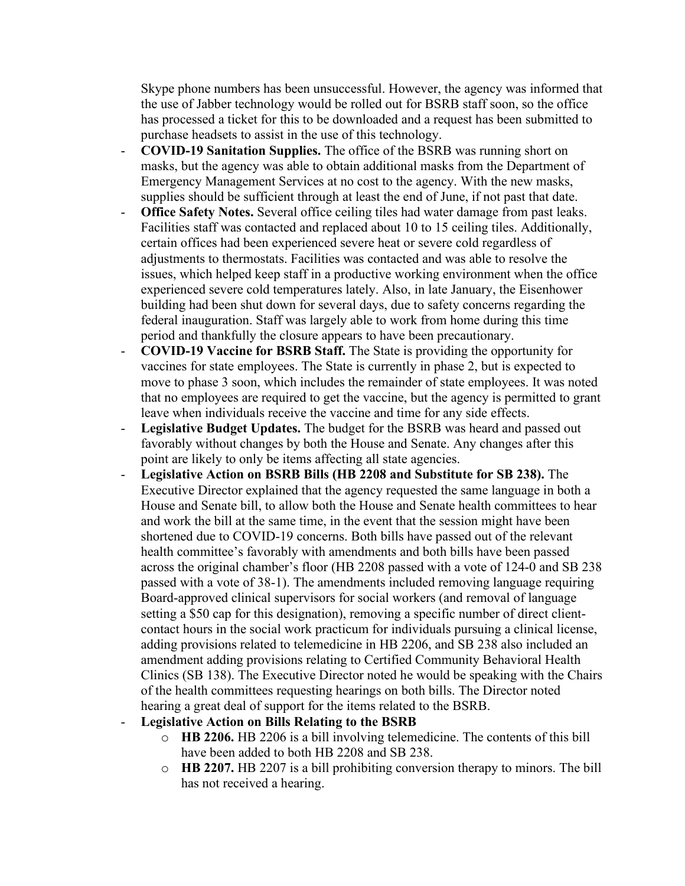Skype phone numbers has been unsuccessful. However, the agency was informed that the use of Jabber technology would be rolled out for BSRB staff soon, so the office has processed a ticket for this to be downloaded and a request has been submitted to purchase headsets to assist in the use of this technology.

- **COVID-19 Sanitation Supplies.** The office of the BSRB was running short on masks, but the agency was able to obtain additional masks from the Department of Emergency Management Services at no cost to the agency. With the new masks, supplies should be sufficient through at least the end of June, if not past that date.
- **Office Safety Notes.** Several office ceiling tiles had water damage from past leaks. Facilities staff was contacted and replaced about 10 to 15 ceiling tiles. Additionally, certain offices had been experienced severe heat or severe cold regardless of adjustments to thermostats. Facilities was contacted and was able to resolve the issues, which helped keep staff in a productive working environment when the office experienced severe cold temperatures lately. Also, in late January, the Eisenhower building had been shut down for several days, due to safety concerns regarding the federal inauguration. Staff was largely able to work from home during this time period and thankfully the closure appears to have been precautionary.
- **COVID-19 Vaccine for BSRB Staff.** The State is providing the opportunity for vaccines for state employees. The State is currently in phase 2, but is expected to move to phase 3 soon, which includes the remainder of state employees. It was noted that no employees are required to get the vaccine, but the agency is permitted to grant leave when individuals receive the vaccine and time for any side effects.
- **Legislative Budget Updates.** The budget for the BSRB was heard and passed out favorably without changes by both the House and Senate. Any changes after this point are likely to only be items affecting all state agencies.
- **Legislative Action on BSRB Bills (HB 2208 and Substitute for SB 238).** The Executive Director explained that the agency requested the same language in both a House and Senate bill, to allow both the House and Senate health committees to hear and work the bill at the same time, in the event that the session might have been shortened due to COVID-19 concerns. Both bills have passed out of the relevant health committee's favorably with amendments and both bills have been passed across the original chamber's floor (HB 2208 passed with a vote of 124-0 and SB 238 passed with a vote of 38-1). The amendments included removing language requiring Board-approved clinical supervisors for social workers (and removal of language setting a $50 cap for this designation), removing a specific number of direct client-contact hours in the social work practicum for individuals pursuing a clinical license, adding provisions related to telemedicine in HB 2206, and SB 238 also included an amendment adding provisions relating to Certified Community Behavioral Health Clinics (SB 138). The Executive Director noted he would be speaking with the Chairs of the health committees requesting hearings on both bills. The Director noted hearing a great deal of support for the items related to the BSRB.
- **Legislative Action on Bills Relating to the BSRB**
  - **HB 2206.** HB 2206 is a bill involving telemedicine. The contents of this bill have been added to both HB 2208 and SB 238.
  - **HB 2207.** HB 2207 is a bill prohibiting conversion therapy to minors. The bill has not received a hearing.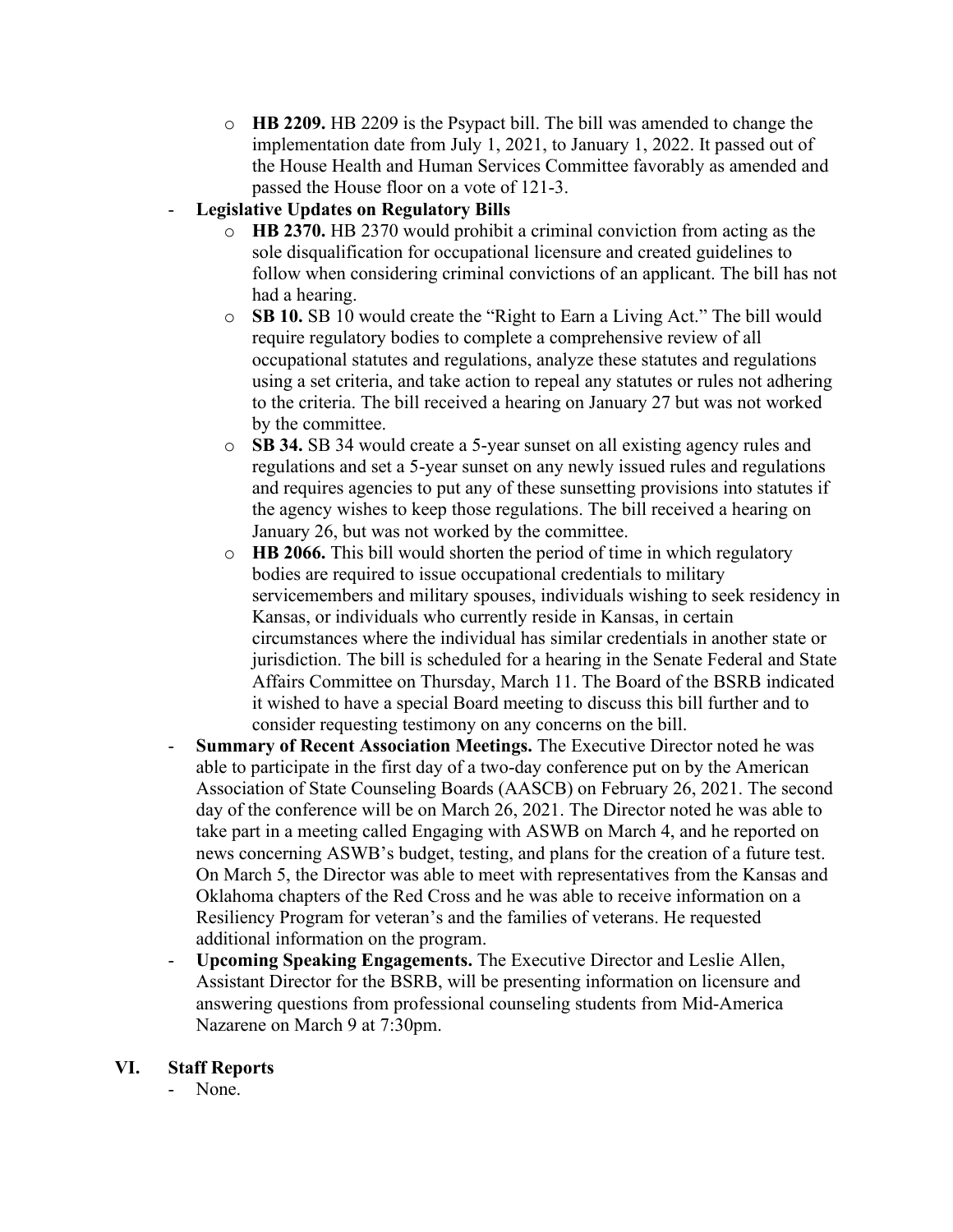- **HB 2209.** HB 2209 is the Psypact bill. The bill was amended to change the implementation date from July 1, 2021, to January 1, 2022. It passed out of the House Health and Human Services Committee favorably as amended and passed the House floor on a vote of 121-3.

- **Legislative Updates on Regulatory Bills**
  - **HB 2370.** HB 2370 would prohibit a criminal conviction from acting as the sole disqualification for occupational licensure and created guidelines to follow when considering criminal convictions of an applicant. The bill has not had a hearing.
  - **SB 10.** SB 10 would create the "Right to Earn a Living Act." The bill would require regulatory bodies to complete a comprehensive review of all occupational statutes and regulations, analyze these statutes and regulations using a set criteria, and take action to repeal any statutes or rules not adhering to the criteria. The bill received a hearing on January 27 but was not worked by the committee.
  - **SB 34.** SB 34 would create a 5-year sunset on all existing agency rules and regulations and set a 5-year sunset on any newly issued rules and regulations and requires agencies to put any of these sunsetting provisions into statutes if the agency wishes to keep those regulations. The bill received a hearing on January 26, but was not worked by the committee.
  - **HB 2066.** This bill would shorten the period of time in which regulatory bodies are required to issue occupational credentials to military servicemembers and military spouses, individuals wishing to seek residency in Kansas, or individuals who currently reside in Kansas, in certain circumstances where the individual has similar credentials in another state or jurisdiction. The bill is scheduled for a hearing in the Senate Federal and State Affairs Committee on Thursday, March 11. The Board of the BSRB indicated it wished to have a special Board meeting to discuss this bill further and to consider requesting testimony on any concerns on the bill.

- **Summary of Recent Association Meetings.** The Executive Director noted he was able to participate in the first day of a two-day conference put on by the American Association of State Counseling Boards (AASCB) on February 26, 2021. The second day of the conference will be on March 26, 2021. The Director noted he was able to take part in a meeting called Engaging with ASWB on March 4, and he reported on news concerning ASWB's budget, testing, and plans for the creation of a future test. On March 5, the Director was able to meet with representatives from the Kansas and Oklahoma chapters of the Red Cross and he was able to receive information on a Resiliency Program for veteran's and the families of veterans. He requested additional information on the program.

- **Upcoming Speaking Engagements.** The Executive Director and Leslie Allen, Assistant Director for the BSRB, will be presenting information on licensure and answering questions from professional counseling students from Mid-America Nazarene on March 9 at 7:30pm.

## VI. Staff Reports

- None.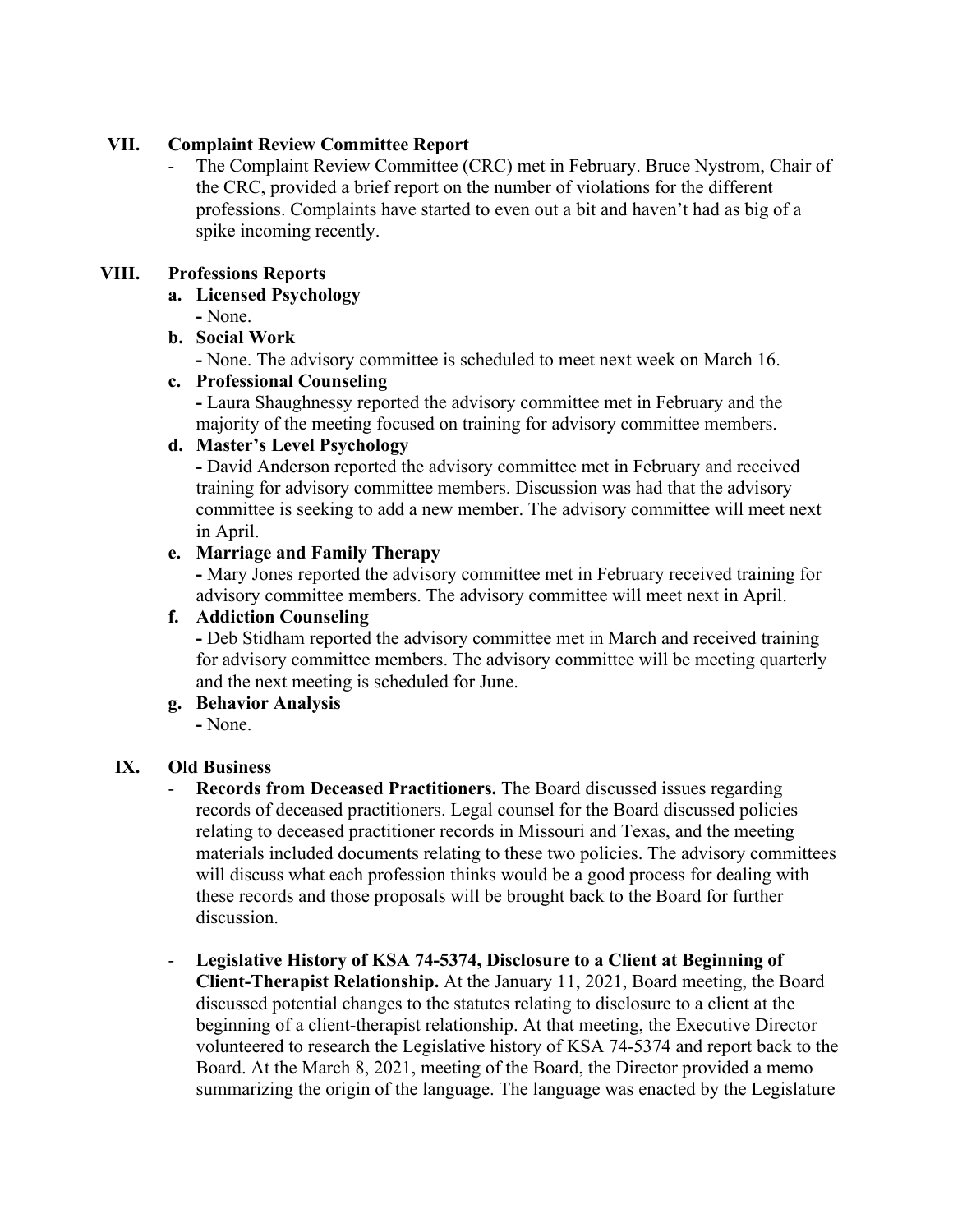## VII. Complaint Review Committee Report

- The Complaint Review Committee (CRC) met in February. Bruce Nystrom, Chair of the CRC, provided a brief report on the number of violations for the different professions. Complaints have started to even out a bit and haven't had as big of a spike incoming recently.

## VIII. Professions Reports

**a. Licensed Psychology**

- None.

**b. Social Work**

- None. The advisory committee is scheduled to meet next week on March 16.

**c. Professional Counseling**

- Laura Shaughnessy reported the advisory committee met in February and the majority of the meeting focused on training for advisory committee members.

**d. Master's Level Psychology**

- David Anderson reported the advisory committee met in February and received training for advisory committee members. Discussion was had that the advisory committee is seeking to add a new member. The advisory committee will meet next in April.

**e. Marriage and Family Therapy**

- Mary Jones reported the advisory committee met in February received training for advisory committee members. The advisory committee will meet next in April.

**f. Addiction Counseling**

- Deb Stidham reported the advisory committee met in March and received training for advisory committee members. The advisory committee will be meeting quarterly and the next meeting is scheduled for June.

**g. Behavior Analysis**

- None.

## IX. Old Business

- **Records from Deceased Practitioners.** The Board discussed issues regarding records of deceased practitioners. Legal counsel for the Board discussed policies relating to deceased practitioner records in Missouri and Texas, and the meeting materials included documents relating to these two policies. The advisory committees will discuss what each profession thinks would be a good process for dealing with these records and those proposals will be brought back to the Board for further discussion.

- **Legislative History of KSA 74-5374, Disclosure to a Client at Beginning of Client-Therapist Relationship.** At the January 11, 2021, Board meeting, the Board discussed potential changes to the statutes relating to disclosure to a client at the beginning of a client-therapist relationship. At that meeting, the Executive Director volunteered to research the Legislative history of KSA 74-5374 and report back to the Board. At the March 8, 2021, meeting of the Board, the Director provided a memo summarizing the origin of the language. The language was enacted by the Legislature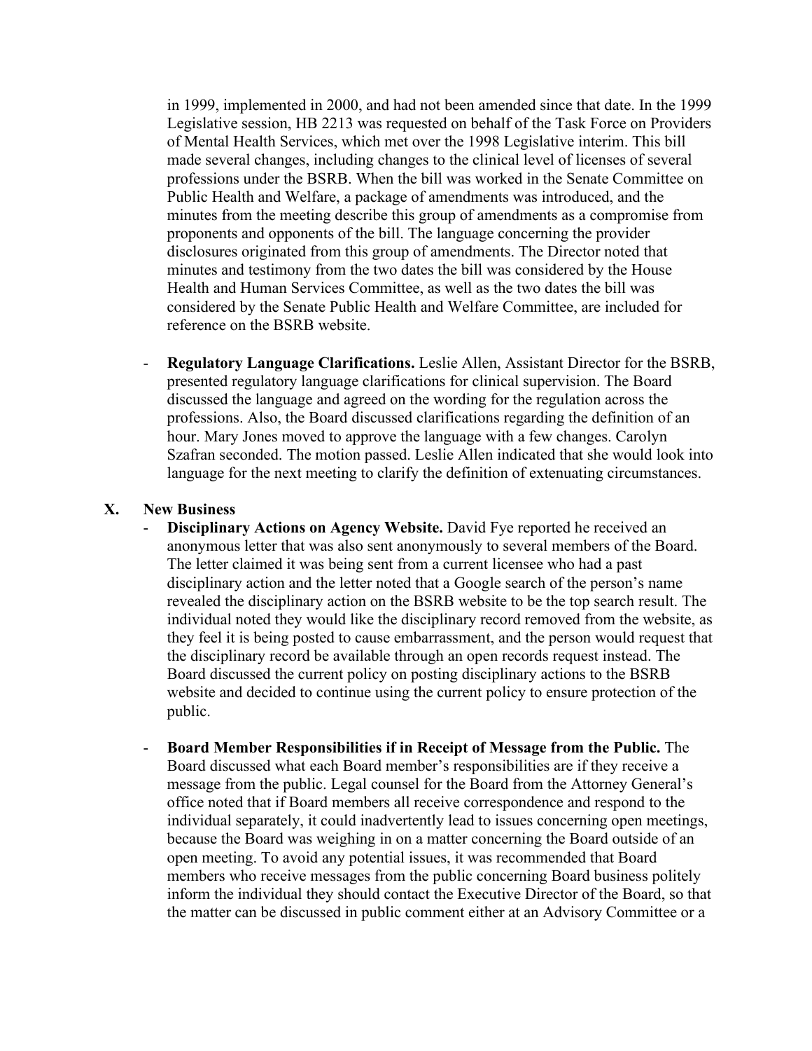in 1999, implemented in 2000, and had not been amended since that date. In the 1999 Legislative session, HB 2213 was requested on behalf of the Task Force on Providers of Mental Health Services, which met over the 1998 Legislative interim. This bill made several changes, including changes to the clinical level of licenses of several professions under the BSRB. When the bill was worked in the Senate Committee on Public Health and Welfare, a package of amendments was introduced, and the minutes from the meeting describe this group of amendments as a compromise from proponents and opponents of the bill. The language concerning the provider disclosures originated from this group of amendments. The Director noted that minutes and testimony from the two dates the bill was considered by the House Health and Human Services Committee, as well as the two dates the bill was considered by the Senate Public Health and Welfare Committee, are included for reference on the BSRB website.

- **Regulatory Language Clarifications.** Leslie Allen, Assistant Director for the BSRB, presented regulatory language clarifications for clinical supervision. The Board discussed the language and agreed on the wording for the regulation across the professions. Also, the Board discussed clarifications regarding the definition of an hour. Mary Jones moved to approve the language with a few changes. Carolyn Szafran seconded. The motion passed. Leslie Allen indicated that she would look into language for the next meeting to clarify the definition of extenuating circumstances.

## X. New Business

- **Disciplinary Actions on Agency Website.** David Fye reported he received an anonymous letter that was also sent anonymously to several members of the Board. The letter claimed it was being sent from a current licensee who had a past disciplinary action and the letter noted that a Google search of the person's name revealed the disciplinary action on the BSRB website to be the top search result. The individual noted they would like the disciplinary record removed from the website, as they feel it is being posted to cause embarrassment, and the person would request that the disciplinary record be available through an open records request instead. The Board discussed the current policy on posting disciplinary actions to the BSRB website and decided to continue using the current policy to ensure protection of the public.

- **Board Member Responsibilities if in Receipt of Message from the Public.** The Board discussed what each Board member's responsibilities are if they receive a message from the public. Legal counsel for the Board from the Attorney General's office noted that if Board members all receive correspondence and respond to the individual separately, it could inadvertently lead to issues concerning open meetings, because the Board was weighing in on a matter concerning the Board outside of an open meeting. To avoid any potential issues, it was recommended that Board members who receive messages from the public concerning Board business politely inform the individual they should contact the Executive Director of the Board, so that the matter can be discussed in public comment either at an Advisory Committee or a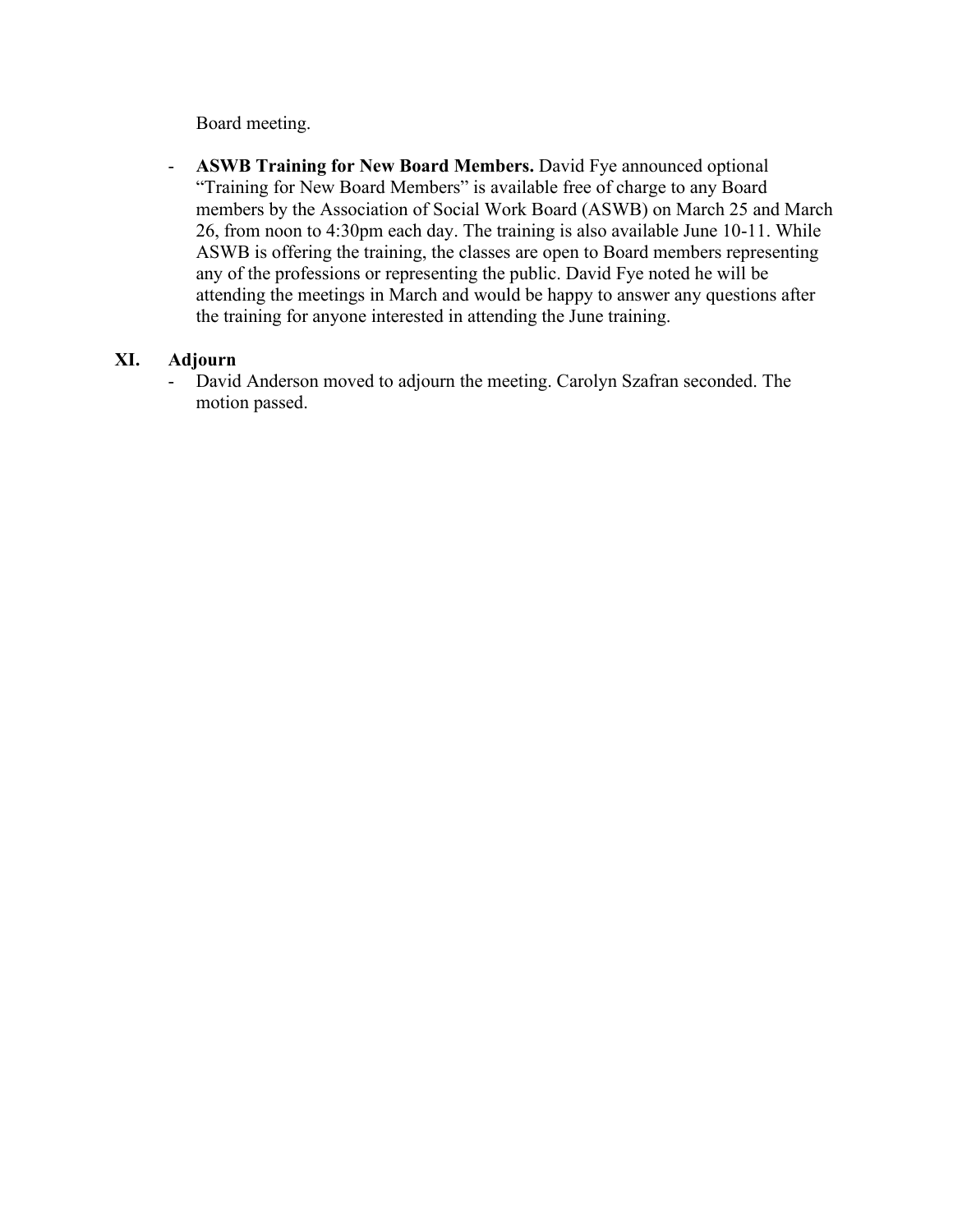Board meeting.

- **ASWB Training for New Board Members.** David Fye announced optional "Training for New Board Members" is available free of charge to any Board members by the Association of Social Work Board (ASWB) on March 25 and March 26, from noon to 4:30pm each day. The training is also available June 10-11. While ASWB is offering the training, the classes are open to Board members representing any of the professions or representing the public. David Fye noted he will be attending the meetings in March and would be happy to answer any questions after the training for anyone interested in attending the June training.

## XI. Adjourn

- David Anderson moved to adjourn the meeting. Carolyn Szafran seconded. The motion passed.